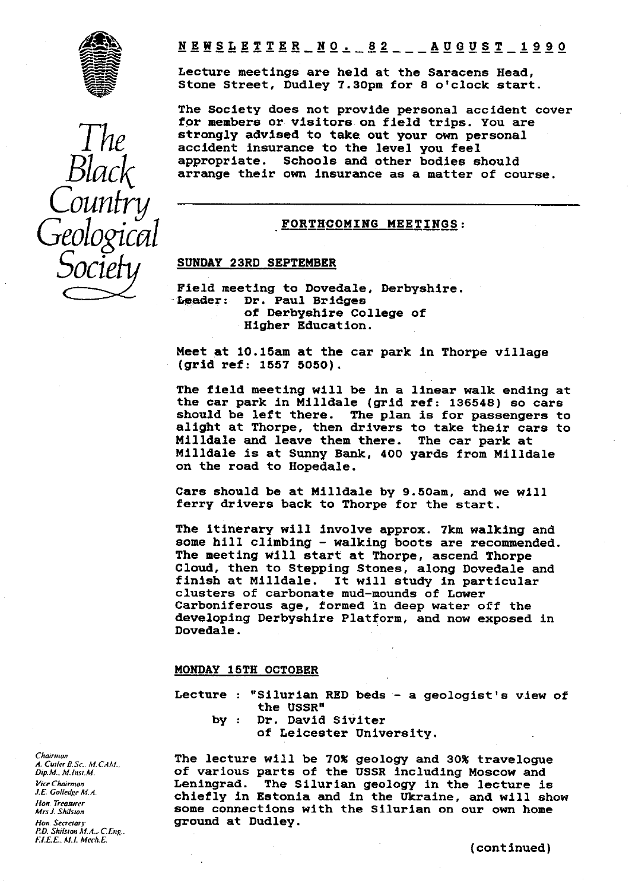# The Black Country Geological Society

## NEWSLETTER NO. 82 AUGUST 1990

Lecture meetings are held at the Saracens Head, Stone Street, Dudley 7.30pm for 8 o'clock start.

The Society does not provide personal accident cover for members or visitors on field trips. You are strongly advised to take out your own personal accident insurance to the level you feel appropriate. Schools and other bodies should arrange their own insurance as a matter of course.

---

## FORTHCOMING MEETINGS:

### SUNDAY 23RD SEPTEMBER

Field meeting to Dovedale, Derbyshire.
Leader: Dr. Paul Bridges
of Derbyshire College of Higher Education.

Meet at 10.15am at the car park in Thorpe village (grid ref: 1557 5050).

The field meeting will be in a linear walk ending at the car park in Milldale (grid ref: 136548) so cars should be left there. The plan is for passengers to alight at Thorpe, then drivers to take their cars to Milldale and leave them there. The car park at Milldale is at Sunny Bank, 400 yards from Milldale on the road to Hopedale.

Cars should be at Milldale by 9.50am, and we will ferry drivers back to Thorpe for the start.

The itinerary will involve approx. 7km walking and some hill climbing - walking boots are recommended. The meeting will start at Thorpe, ascend Thorpe Cloud, then to Stepping Stones, along Dovedale and finish at Milldale. It will study in particular clusters of carbonate mud-mounds of Lower Carboniferous age, formed in deep water off the developing Derbyshire Platform, and now exposed in Dovedale.

### MONDAY 15TH OCTOBER

Lecture : "Silurian RED beds - a geologist's view of the USSR"
by : Dr. David Siviter
of Leicester University.

The lecture will be 70% geology and 30% travelogue of various parts of the USSR including Moscow and Leningrad. The Silurian geology in the lecture is chiefly in Estonia and in the Ukraine, and will show some connections with the Silurian on our own home ground at Dudley.

(continued)

*Chairman*
A. Cutler B.Sc., M.CAM., Dip.M., M.Inst.M.
*Vice Chairman*
J.E. Golledge M.A.
*Hon. Treasurer*
Mrs J. Shilston
*Hon. Secretary*
P.D. Shilston M.A., C.Eng., F.I.E.E., M.I. Mech.E.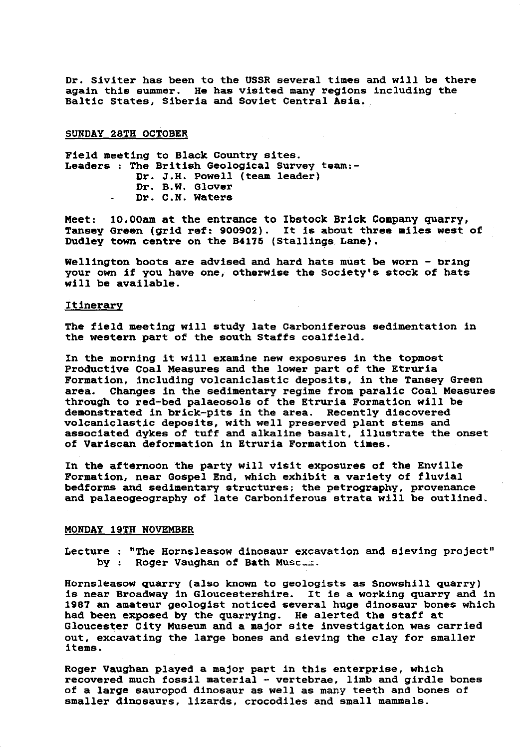Dr. Siviter has been to the USSR several times and will be there again this summer. He has visited many regions including the Baltic States, Siberia and Soviet Central Asia.

## SUNDAY 28TH OCTOBER

Field meeting to Black Country sites.
Leaders : The British Geological Survey team:-
Dr. J.H. Powell (team leader)
Dr. B.W. Glover
Dr. C.N. Waters

Meet: 10.00am at the entrance to Ibstock Brick Company quarry, Tansey Green (grid ref: 900902). It is about three miles west of Dudley town centre on the B4175 (Stallings Lane).

Wellington boots are advised and hard hats must be worn - bring your own if you have one, otherwise the Society's stock of hats will be available.

### Itinerary

The field meeting will study late Carboniferous sedimentation in the western part of the south Staffs coalfield.

In the morning it will examine new exposures in the topmost Productive Coal Measures and the lower part of the Etruria Formation, including volcaniclastic deposits, in the Tansey Green area. Changes in the sedimentary regime from paralic Coal Measures through to red-bed palaeosols of the Etruria Formation will be demonstrated in brick-pits in the area. Recently discovered volcaniclastic deposits, with well preserved plant stems and associated dykes of tuff and alkaline basalt, illustrate the onset of Variscan deformation in Etruria Formation times.

In the afternoon the party will visit exposures of the Enville Formation, near Gospel End, which exhibit a variety of fluvial bedforms and sedimentary structures; the petrography, provenance and palaeogeography of late Carboniferous strata will be outlined.

## MONDAY 19TH NOVEMBER

Lecture : "The Hornsleasow dinosaur excavation and sieving project"
by : Roger Vaughan of Bath Museum.

Hornsleasow quarry (also known to geologists as Snowshill quarry) is near Broadway in Gloucestershire. It is a working quarry and in 1987 an amateur geologist noticed several huge dinosaur bones which had been exposed by the quarrying. He alerted the staff at Gloucester City Museum and a major site investigation was carried out, excavating the large bones and sieving the clay for smaller items.

Roger Vaughan played a major part in this enterprise, which recovered much fossil material - vertebrae, limb and girdle bones of a large sauropod dinosaur as well as many teeth and bones of smaller dinosaurs, lizards, crocodiles and small mammals.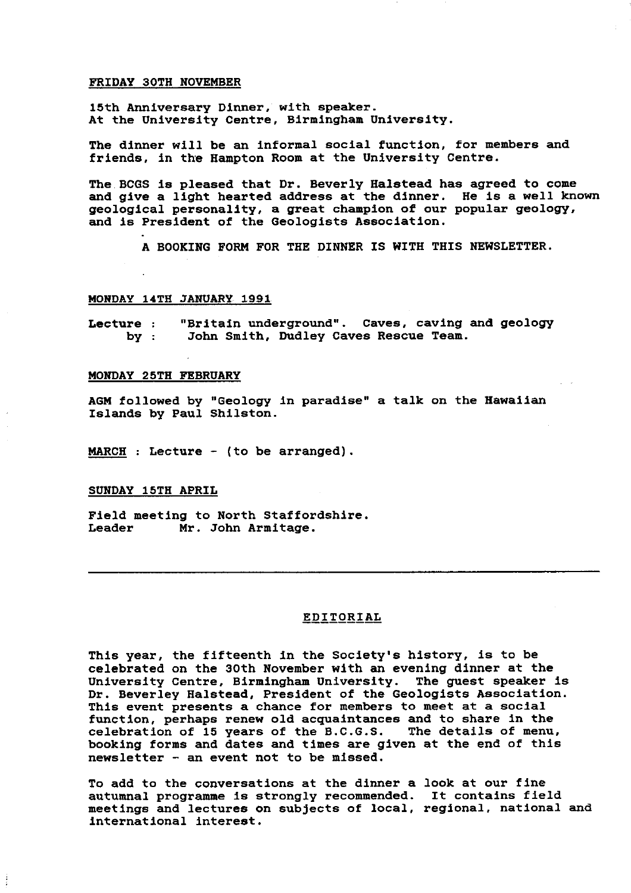**FRIDAY 30TH NOVEMBER**

15th Anniversary Dinner, with speaker.
At the University Centre, Birmingham University.

The dinner will be an informal social function, for members and friends, in the Hampton Room at the University Centre.

The BCGS is pleased that Dr. Beverly Halstead has agreed to come and give a light hearted address at the dinner. He is a well known geological personality, a great champion of our popular geology, and is President of the Geologists Association.

A BOOKING FORM FOR THE DINNER IS WITH THIS NEWSLETTER.

**MONDAY 14TH JANUARY 1991**

Lecture : "Britain underground". Caves, caving and geology
by : John Smith, Dudley Caves Rescue Team.

**MONDAY 25TH FEBRUARY**

AGM followed by "Geology in paradise" a talk on the Hawaiian Islands by Paul Shilston.

**MARCH** : Lecture - (to be arranged).

**SUNDAY 15TH APRIL**

Field meeting to North Staffordshire.
Leader Mr. John Armitage.

---

## EDITORIAL

This year, the fifteenth in the Society's history, is to be celebrated on the 30th November with an evening dinner at the University Centre, Birmingham University. The guest speaker is Dr. Beverley Halstead, President of the Geologists Association. This event presents a chance for members to meet at a social function, perhaps renew old acquaintances and to share in the celebration of 15 years of the B.C.G.S. The details of menu, booking forms and dates and times are given at the end of this newsletter - an event not to be missed.

To add to the conversations at the dinner a look at our fine autumnal programme is strongly recommended. It contains field meetings and lectures on subjects of local, regional, national and international interest.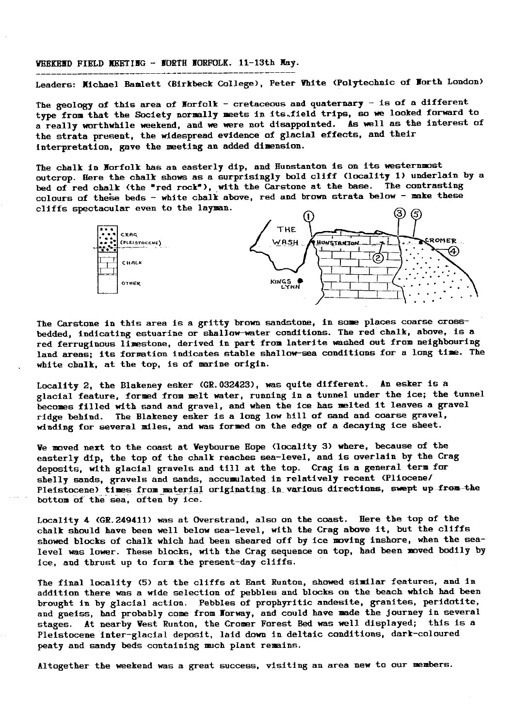WEEKEND FIELD MEETING - NORTH NORFOLK. 11-13th May.

Leaders: Michael Bamlett (Birkbeck College), Peter White (Polytechnic of North London)

The geology of this area of Norfolk - cretaceous and quaternary - is of a different type from that the Society normally meets in its field trips, so we looked forward to a really worthwhile weekend, and we were not disappointed. As well as the interest of the strata present, the widespread evidence of glacial effects, and their interpretation, gave the meeting an added dimension.

The chalk in Norfolk has an easterly dip, and Hunstanton is on its westernmost outcrop. Here the chalk shows as a surprisingly bold cliff (locality 1) underlain by a bed of red chalk (the "red rock"), with the Carstone at the base. The contrasting colours of these beds - white chalk above, red and brown strata below - make these cliffs spectacular even to the layman.

CRAG (PLEISTOCENE)
CHALK
OTHER

THE WASH, HUNSTANTON, CROMER, KINGS LYNN, ①, ②, ③, ④, ⑤

The Carstone in this area is a gritty brown sandstone, in some places coarse cross-bedded, indicating estuarine or shallow-water conditions. The red chalk, above, is a red ferruginous limestone, derived in part from laterite washed out from neighbouring land areas; its formation indicates stable shallow-sea conditions for a long time. The white chalk, at the top, is of marine origin.

Locality 2, the Blakeney esker (GR.032423), was quite different. An esker is a glacial feature, formed from melt water, running in a tunnel under the ice; the tunnel becomes filled with sand and gravel, and when the ice has melted it leaves a gravel ridge behind. The Blakeney esker is a long low hill of sand and coarse gravel, winding for several miles, and was formed on the edge of a decaying ice sheet.

We moved next to the coast at Weybourne Hope (locality 3) where, because of the easterly dip, the top of the chalk reaches sea-level, and is overlain by the Crag deposits, with glacial gravels and till at the top. Crag is a general term for shelly sands, gravels and sands, accumulated in relatively recent (Pliocene/ Pleistocene) times from material originating in various directions, swept up from the bottom of the sea, often by ice.

Locality 4 (GR.249411) was at Overstrand, also on the coast. Here the top of the chalk should have been well below sea-level, with the Crag above it, but the cliffs showed blocks of chalk which had been sheared off by ice moving inshore, when the sea-level was lower. These blocks, with the Crag sequence on top, had been moved bodily by ice, and thrust up to form the present-day cliffs.

The final locality (5) at the cliffs at East Runton, showed similar features, and in addition there was a wide selection of pebbles and blocks on the beach which had been brought in by glacial action. Pebbles of prophyritic andesite, granites, peridotite, and gneiss, had probably come from Norway, and could have made the journey in several stages. At nearby West Runton, the Cromer Forest Bed was well displayed; this is a Pleistocene inter-glacial deposit, laid down in deltaic conditions, dark-coloured peaty and sandy beds containing much plant remains.

Altogether the weekend was a great success, visiting an area new to our members.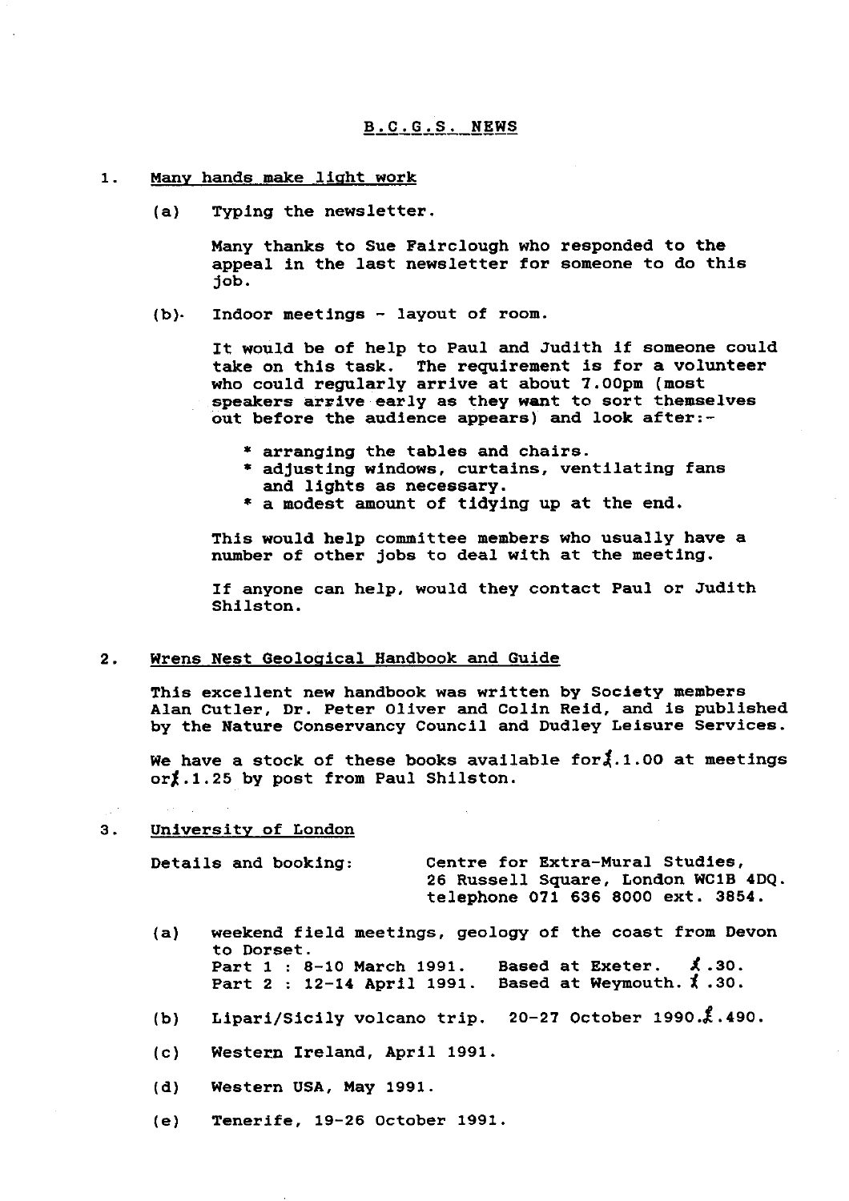## B.C.G.S. NEWS

1. <u>Many hands make light work</u>

   (a) Typing the newsletter.

   Many thanks to Sue Fairclough who responded to the appeal in the last newsletter for someone to do this job.

   (b) Indoor meetings - layout of room.

   It would be of help to Paul and Judith if someone could take on this task. The requirement is for a volunteer who could regularly arrive at about 7.00pm (most speakers arrive early as they want to sort themselves out before the audience appears) and look after:-

   * arranging the tables and chairs.
   * adjusting windows, curtains, ventilating fans and lights as necessary.
   * a modest amount of tidying up at the end.

   This would help committee members who usually have a number of other jobs to deal with at the meeting.

   If anyone can help, would they contact Paul or Judith Shilston.

2. <u>Wrens Nest Geological Handbook and Guide</u>

   This excellent new handbook was written by Society members Alan Cutler, Dr. Peter Oliver and Colin Reid, and is published by the Nature Conservancy Council and Dudley Leisure Services.

   We have a stock of these books available for £.1.00 at meetings or £.1.25 by post from Paul Shilston.

3. <u>University of London</u>

   Details and booking: Centre for Extra-Mural Studies, 26 Russell Square, London WC1B 4DQ. telephone 071 636 8000 ext. 3854.

   (a) weekend field meetings, geology of the coast from Devon to Dorset.
   Part 1 : 8-10 March 1991. Based at Exeter. £.30.
   Part 2 : 12-14 April 1991. Based at Weymouth. £.30.

   (b) Lipari/Sicily volcano trip. 20-27 October 1990. £.490.

   (c) Western Ireland, April 1991.

   (d) Western USA, May 1991.

   (e) Tenerife, 19-26 October 1991.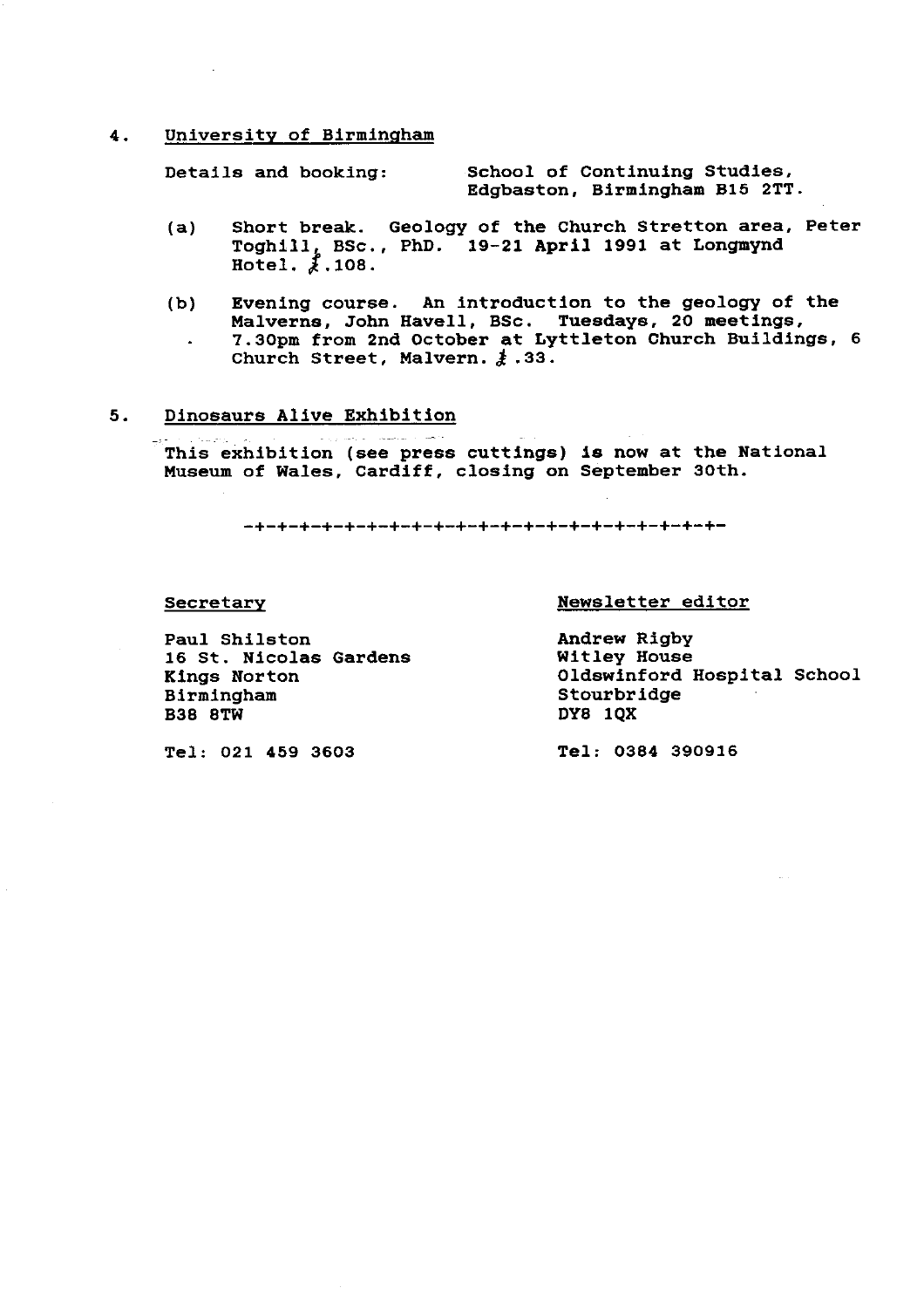4. <u>University of Birmingham</u>

Details and booking: School of Continuing Studies, Edgbaston, Birmingham B15 2TT.

(a) Short break. Geology of the Church Stretton area, Peter Toghill, BSc., PhD. 19-21 April 1991 at Longmynd Hotel. £.108.

(b) Evening course. An introduction to the geology of the Malverns, John Havell, BSc. Tuesdays, 20 meetings, 7.30pm from 2nd October at Lyttleton Church Buildings, 6 Church Street, Malvern. £.33.

5. <u>Dinosaurs Alive Exhibition</u>

This exhibition (see press cuttings) is now at the National Museum of Wales, Cardiff, closing on September 30th.

-+-+-+-+-+-+-+-+-+-+-+-+-+-+-+-+-+-+-+-+-+-+-+-

<u>Secretary</u>

Paul Shilston
16 St. Nicolas Gardens
Kings Norton
Birmingham
B38 8TW

Tel: 021 459 3603

<u>Newsletter editor</u>

Andrew Rigby
Witley House
Oldswinford Hospital School
Stourbridge
DY8 1QX

Tel: 0384 390916